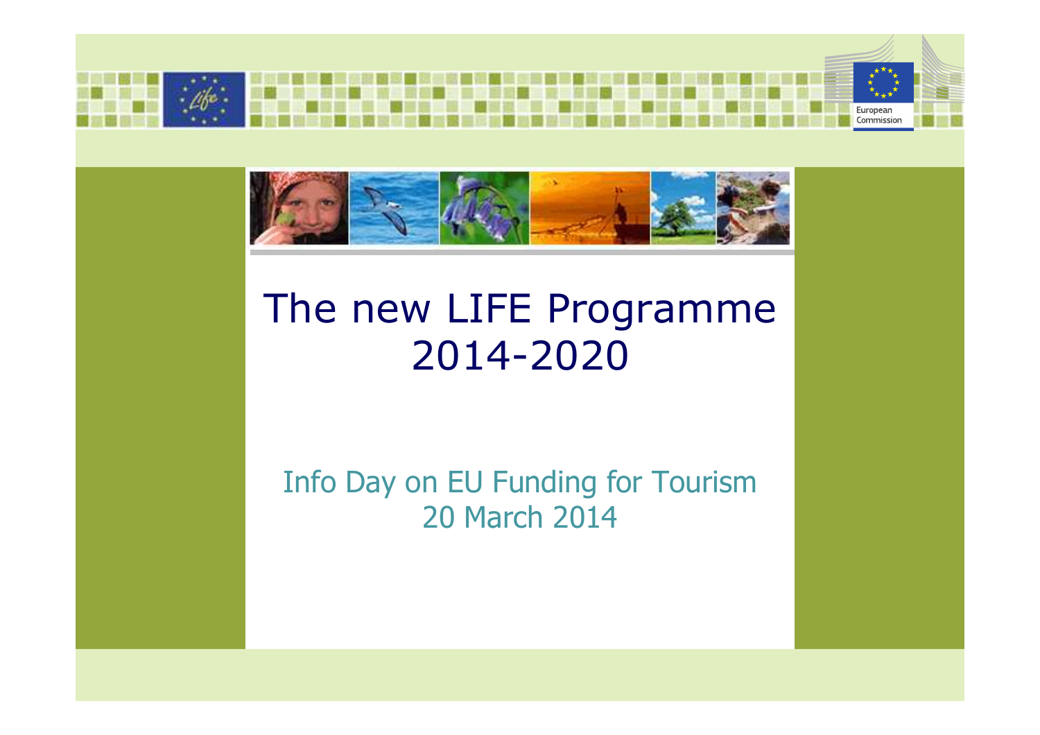# The new LIFE Programme 2014-2020

Info Day on EU Funding for Tourism
20 March 2014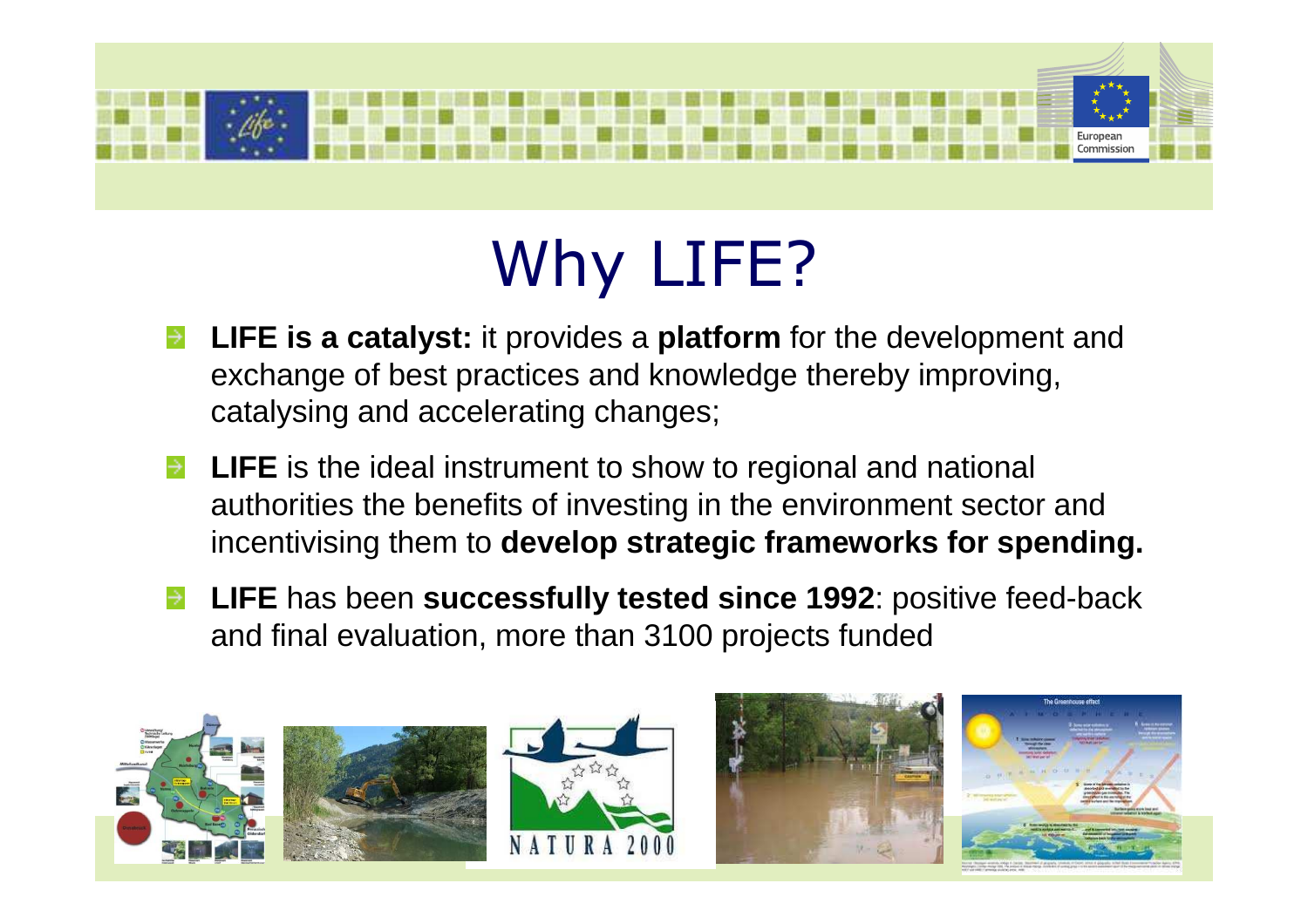# Why LIFE?

- **LIFE is a catalyst:** it provides a **platform** for the development and exchange of best practices and knowledge thereby improving, catalysing and accelerating changes;
- **LIFE** is the ideal instrument to show to regional and national authorities the benefits of investing in the environment sector and incentivising them to **develop strategic frameworks for spending.**
- **LIFE** has been **successfully tested since 1992**: positive feed-back and final evaluation, more than 3100 projects funded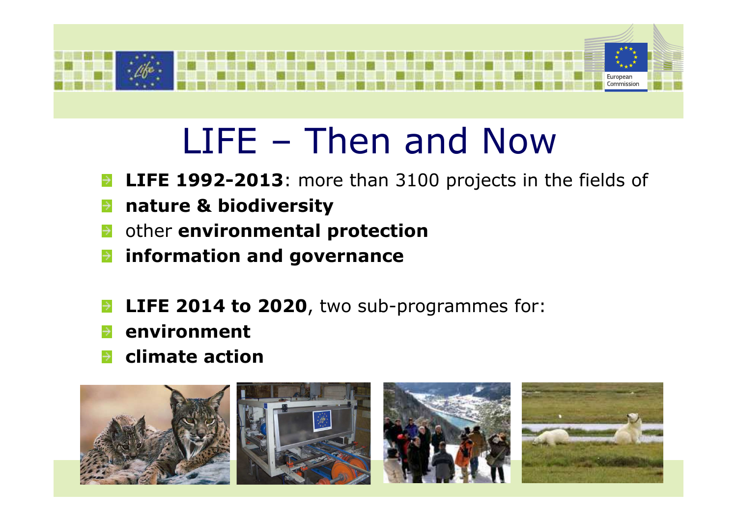# LIFE – Then and Now

- **LIFE 1992-2013**: more than 3100 projects in the fields of
- **nature & biodiversity**
- other **environmental protection**
- **information and governance**

- **LIFE 2014 to 2020**, two sub-programmes for:
- **environment**
- **climate action**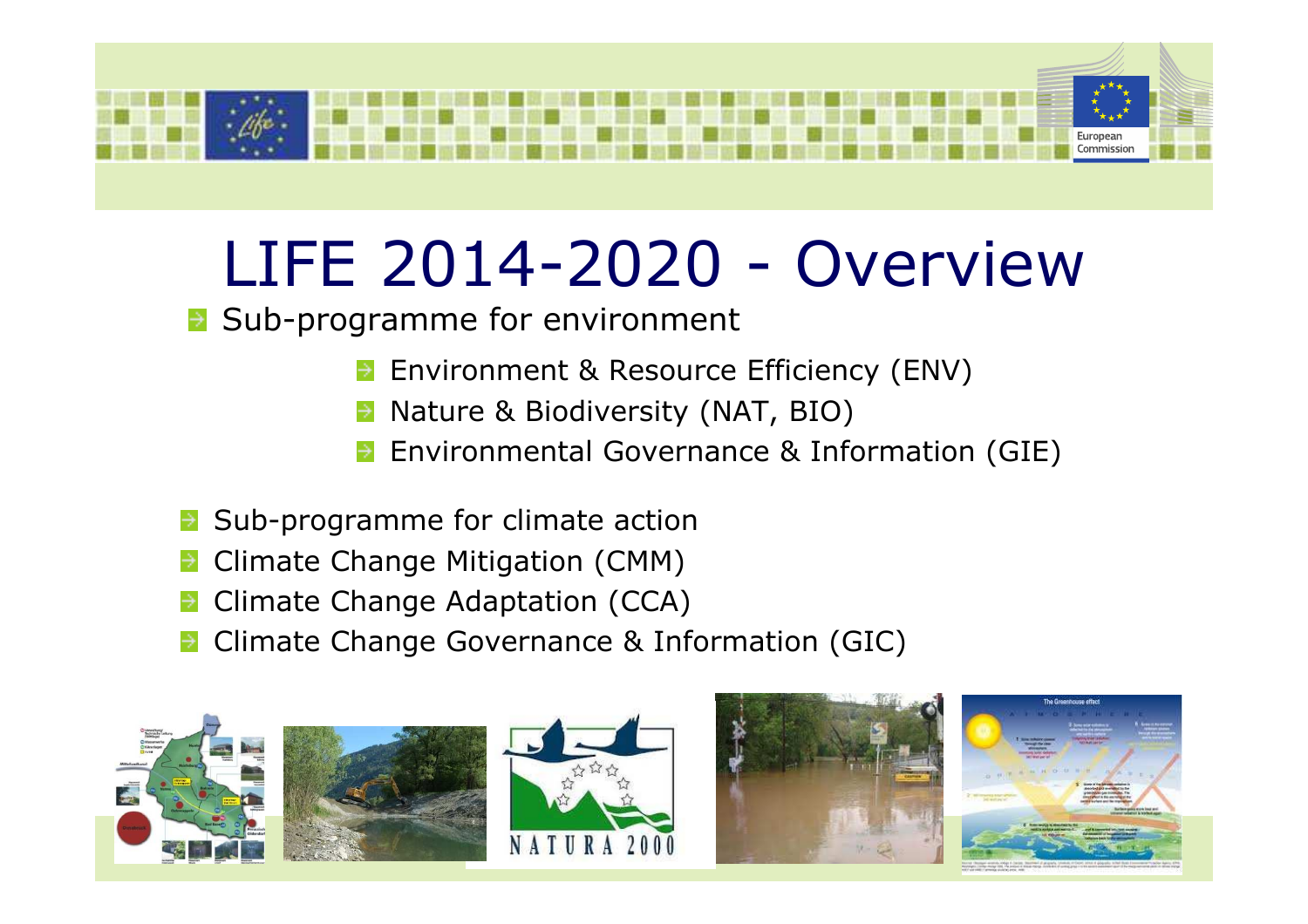# LIFE 2014-2020 - Overview

- Sub-programme for environment
    - Environment & Resource Efficiency (ENV)
    - Nature & Biodiversity (NAT, BIO)
    - Environmental Governance & Information (GIE)

- Sub-programme for climate action
- Climate Change Mitigation (CMM)
- Climate Change Adaptation (CCA)
- Climate Change Governance & Information (GIC)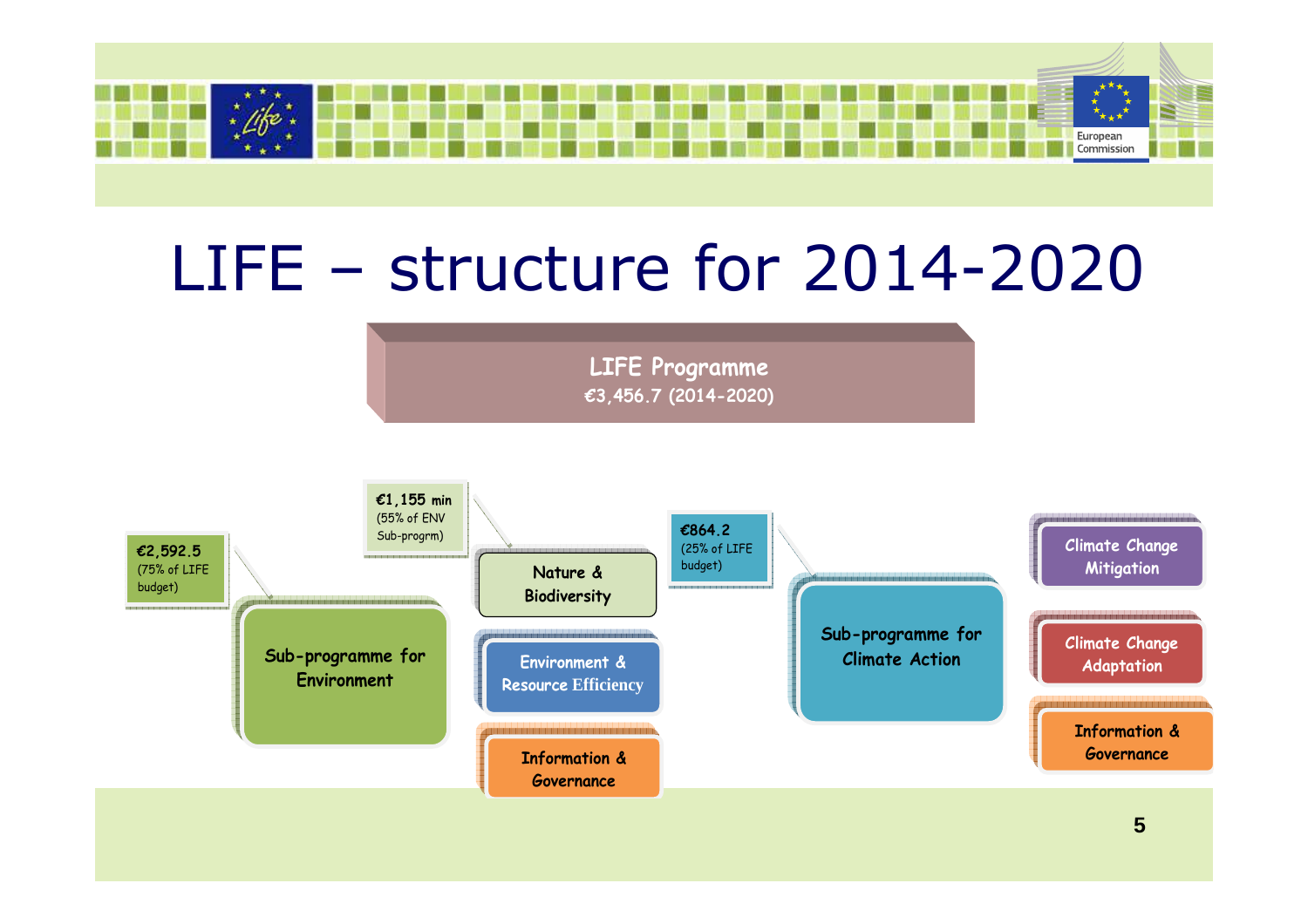# LIFE – structure for 2014-2020

**LIFE Programme**
**€3,456.7 (2014-2020)**

**€2,592.5**
(75% of LIFE budget)

**Sub-programme for Environment**

**€1,155 min**
(55% of ENV Sub-progrm)

- Nature & Biodiversity
- Environment & Resource Efficiency
- Information & Governance

**€864.2**
(25% of LIFE budget)

**Sub-programme for Climate Action**

- Climate Change Mitigation
- Climate Change Adaptation
- Information & Governance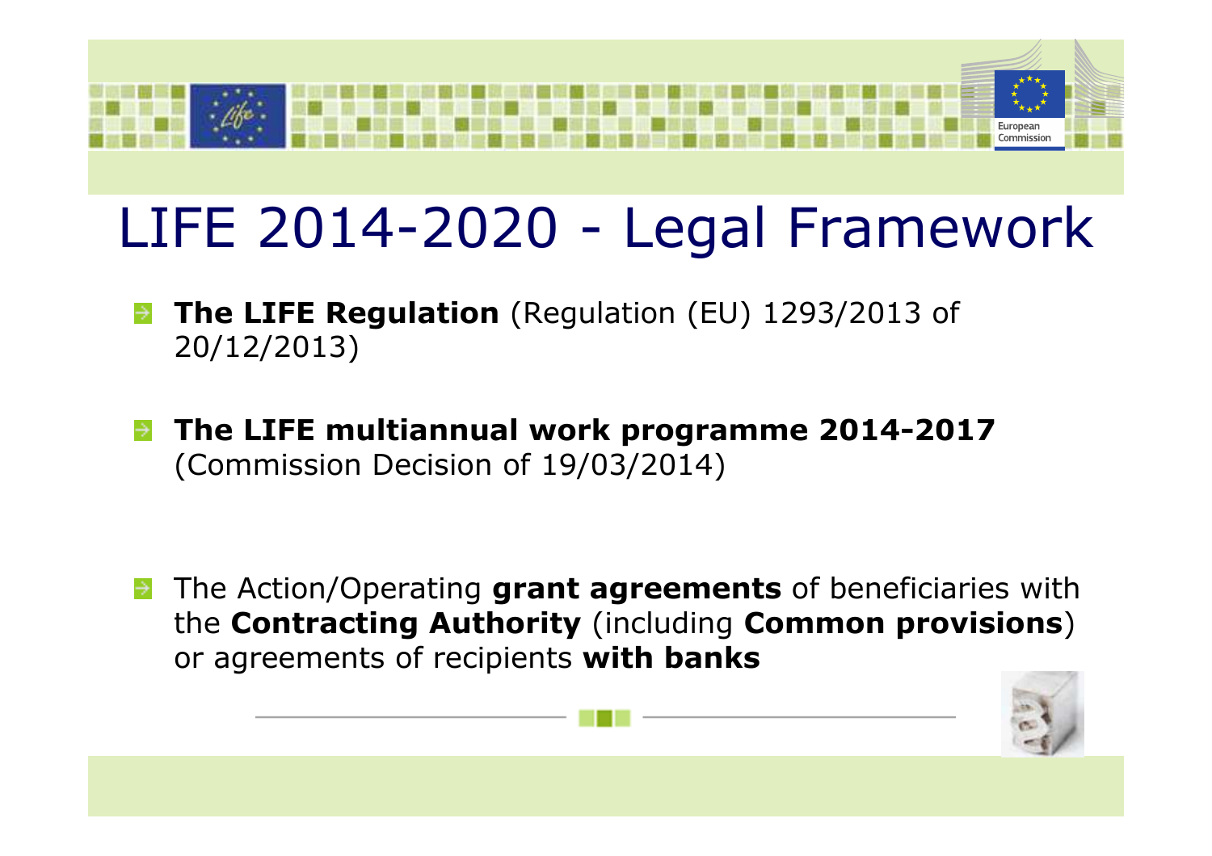# LIFE 2014-2020 - Legal Framework

- **The LIFE Regulation** (Regulation (EU) 1293/2013 of 20/12/2013)
- **The LIFE multiannual work programme 2014-2017** (Commission Decision of 19/03/2014)
- The Action/Operating **grant agreements** of beneficiaries with the **Contracting Authority** (including **Common provisions**) or agreements of recipients **with banks**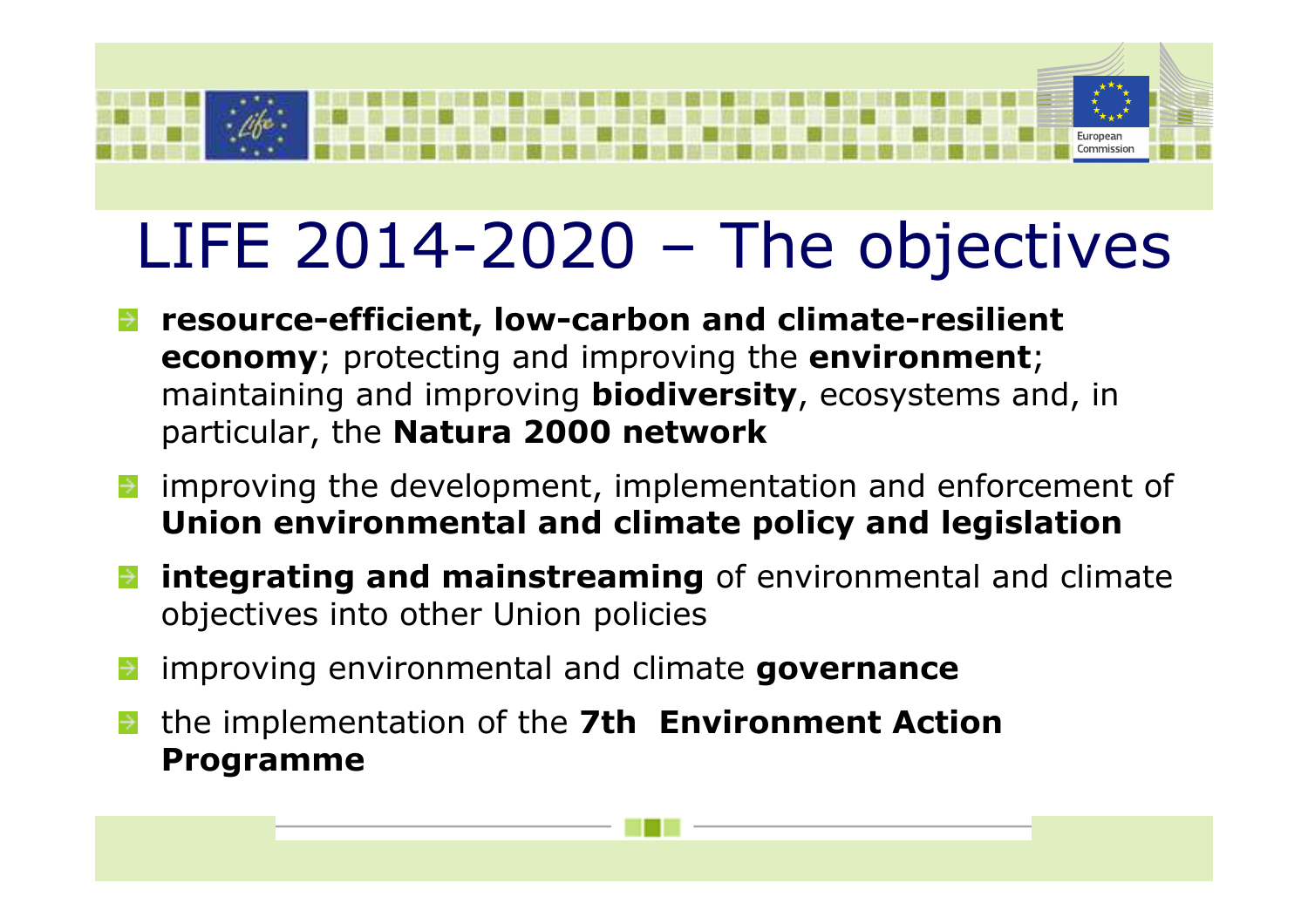# LIFE 2014-2020 – The objectives

- **resource-efficient, low-carbon and climate-resilient economy**; protecting and improving the **environment**; maintaining and improving **biodiversity**, ecosystems and, in particular, the **Natura 2000 network**
- improving the development, implementation and enforcement of **Union environmental and climate policy and legislation**
- **integrating and mainstreaming** of environmental and climate objectives into other Union policies
- improving environmental and climate **governance**
- the implementation of the **7th Environment Action Programme**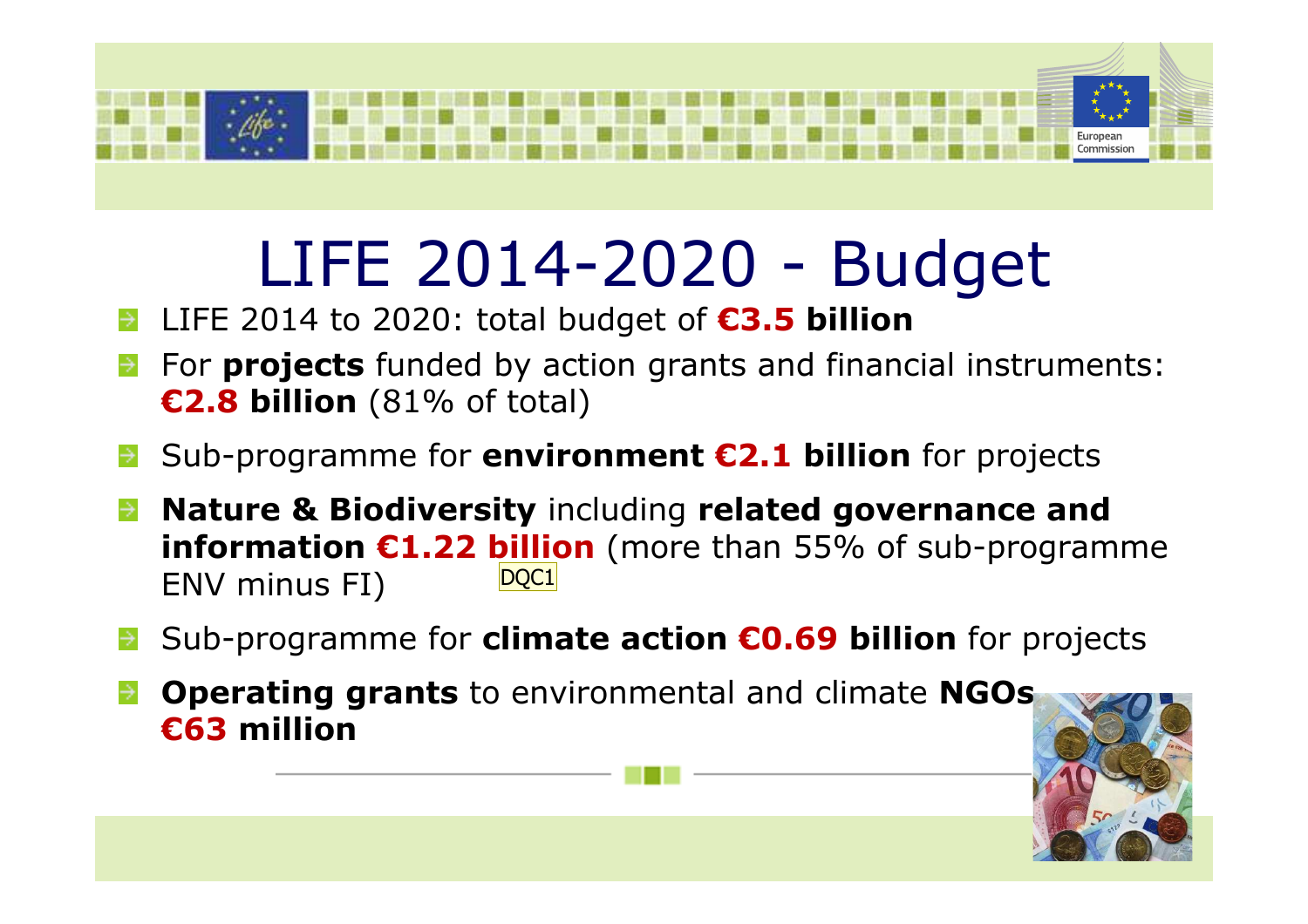# LIFE 2014-2020 - Budget

- LIFE 2014 to 2020: total budget of **€3.5 billion**
- For **projects** funded by action grants and financial instruments: **€2.8 billion** (81% of total)
- Sub-programme for **environment €2.1 billion** for projects
- **Nature & Biodiversity** including **related governance and information €1.22 billion** (more than 55% of sub-programme ENV minus FI)
- Sub-programme for **climate action €0.69 billion** for projects
- **Operating grants** to environmental and climate **NGOs €63 million**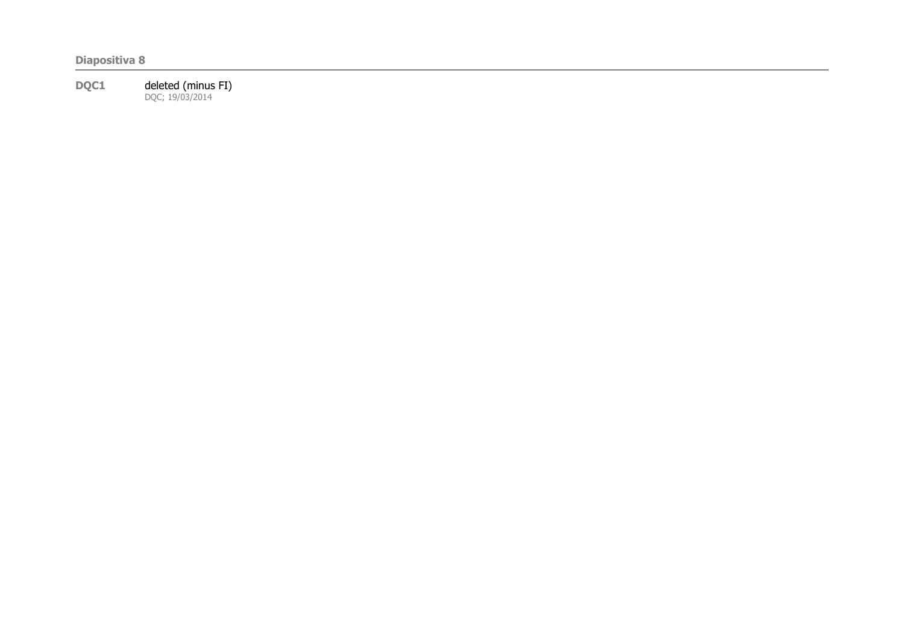**Diapositiva 8**

---

**DQC1** deleted (minus FI)
DQC; 19/03/2014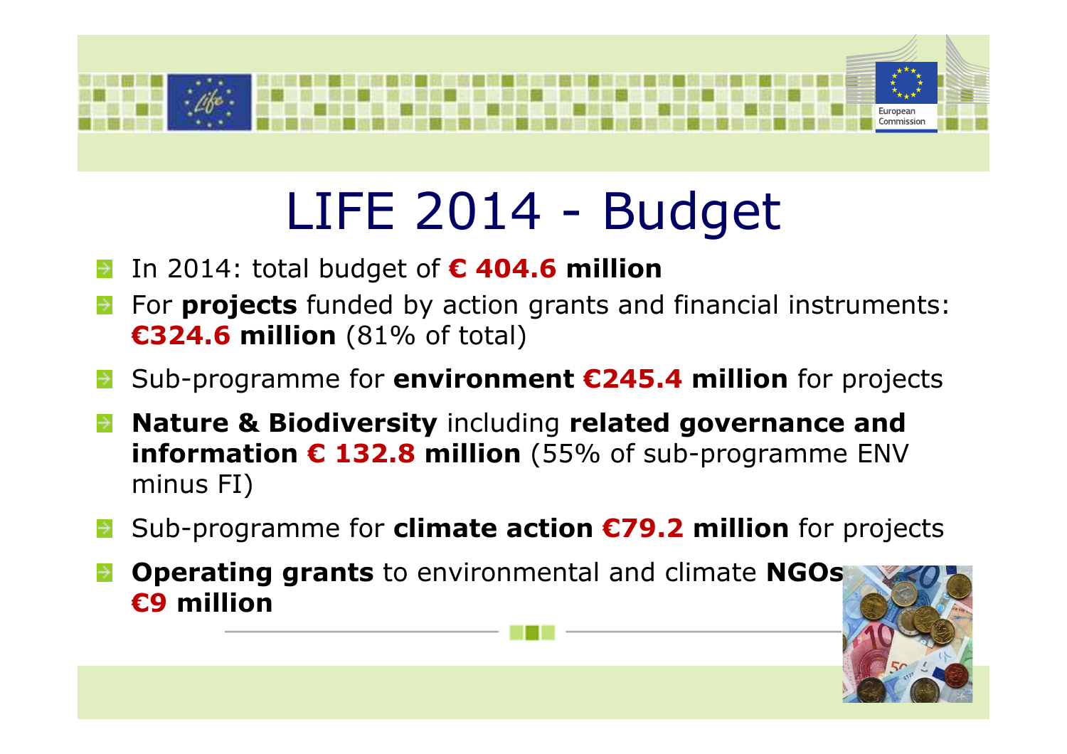# LIFE 2014 - Budget

- In 2014: total budget of **€ 404.6 million**
- For **projects** funded by action grants and financial instruments: **€324.6 million** (81% of total)
- Sub-programme for **environment €245.4 million** for projects
- **Nature & Biodiversity** including **related governance and information € 132.8 million** (55% of sub-programme ENV minus FI)
- Sub-programme for **climate action €79.2 million** for projects
- **Operating grants** to environmental and climate **NGOs €9 million**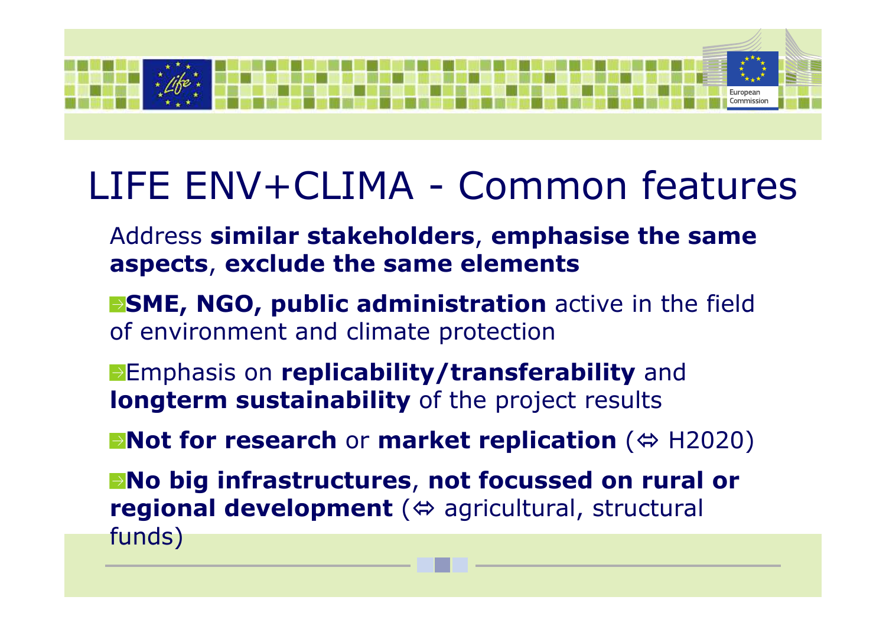# LIFE ENV+CLIMA - Common features

Address **similar stakeholders**, **emphasise the same aspects**, **exclude the same elements**

- **SME, NGO, public administration** active in the field of environment and climate protection
- Emphasis on **replicability/transferability** and **longterm sustainability** of the project results
- **Not for research** or **market replication** (⇔ H2020)
- **No big infrastructures**, **not focussed on rural or regional development** (⇔ agricultural, structural funds)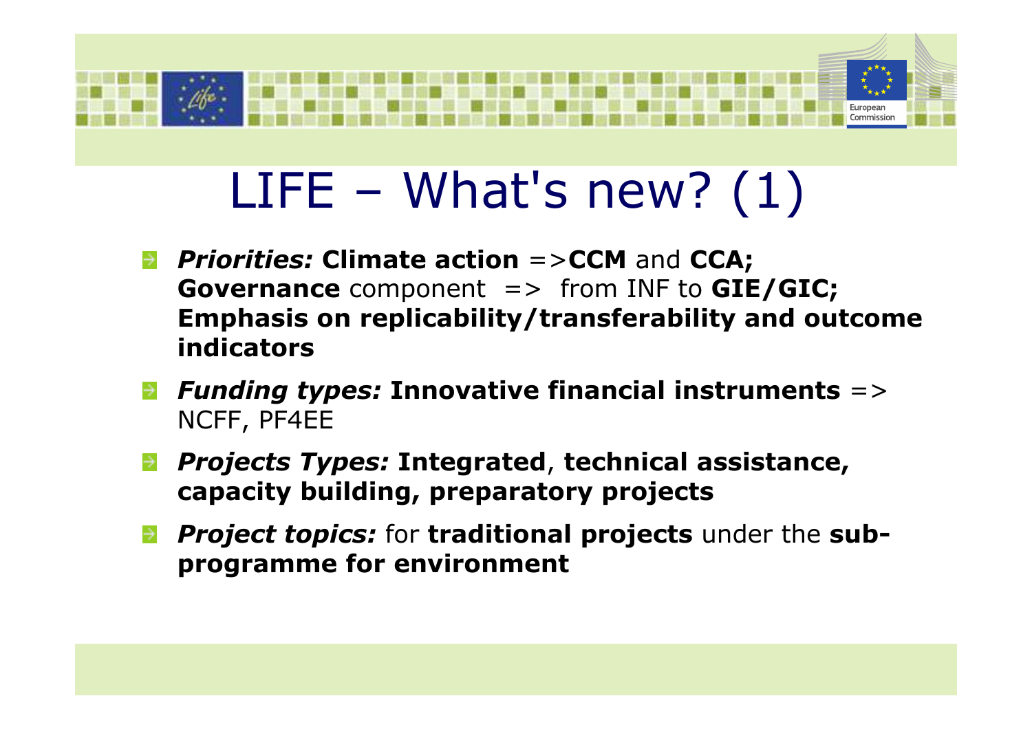# LIFE – What's new? (1)

- ***Priorities:*** **Climate action** =>**CCM** and **CCA; Governance** component => from INF to **GIE/GIC; Emphasis on replicability/transferability and outcome indicators**
- ***Funding types:*** **Innovative financial instruments** => NCFF, PF4EE
- ***Projects Types:*** **Integrated**, **technical assistance, capacity building, preparatory projects**
- ***Project topics:*** for **traditional projects** under the **sub-programme for environment**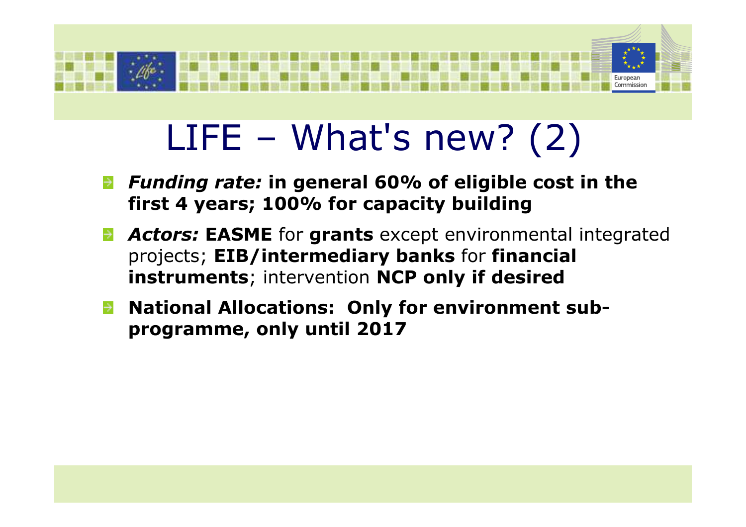# LIFE – What's new? (2)

- ***Funding rate:* in general 60% of eligible cost in the first 4 years; 100% for capacity building**
- ***Actors:*** **EASME** for **grants** except environmental integrated projects; **EIB/intermediary banks** for **financial instruments**; intervention **NCP only if desired**
- **National Allocations: Only for environment sub-programme, only until 2017**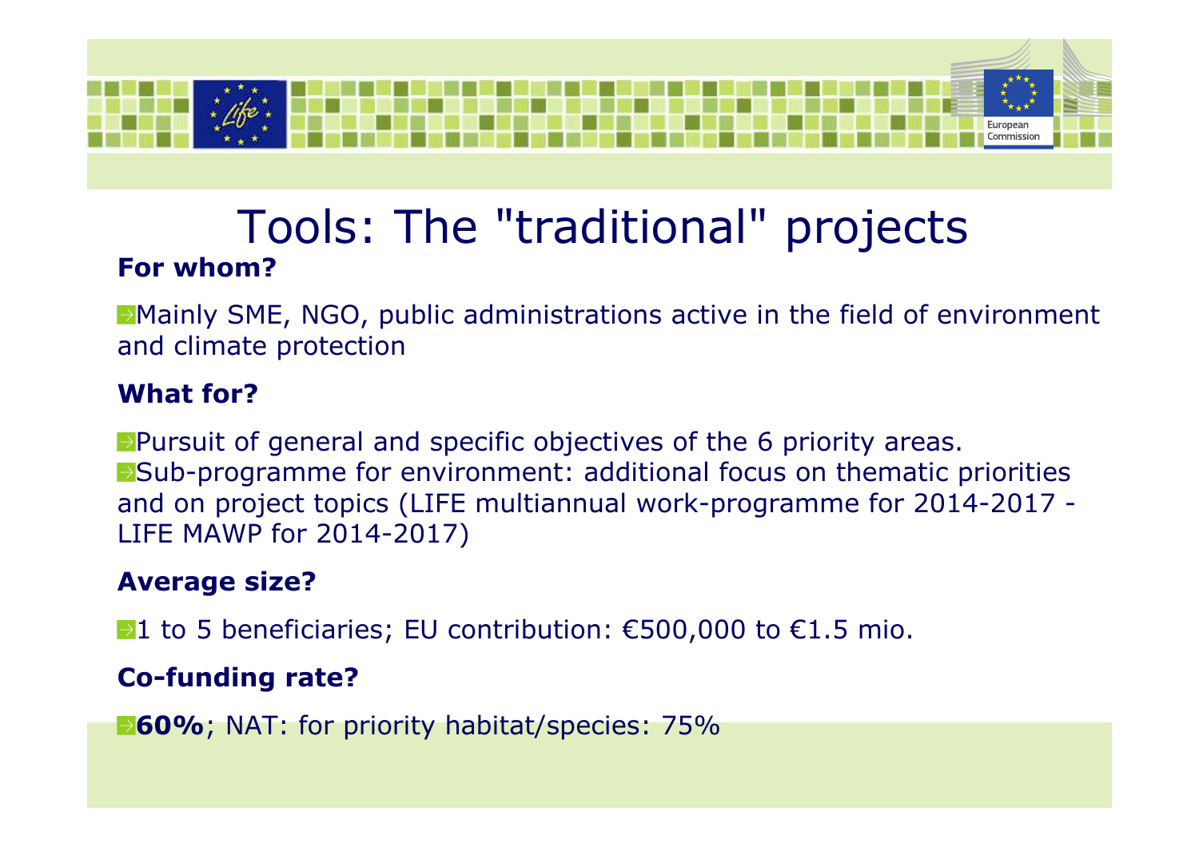# Tools: The "traditional" projects

**For whom?**

- Mainly SME, NGO, public administrations active in the field of environment and climate protection

**What for?**

- Pursuit of general and specific objectives of the 6 priority areas.
- Sub-programme for environment: additional focus on thematic priorities and on project topics (LIFE multiannual work-programme for 2014-2017 - LIFE MAWP for 2014-2017)

**Average size?**

- 1 to 5 beneficiaries; EU contribution: €500,000 to €1.5 mio.

**Co-funding rate?**

- **60%**; NAT: for priority habitat/species: 75%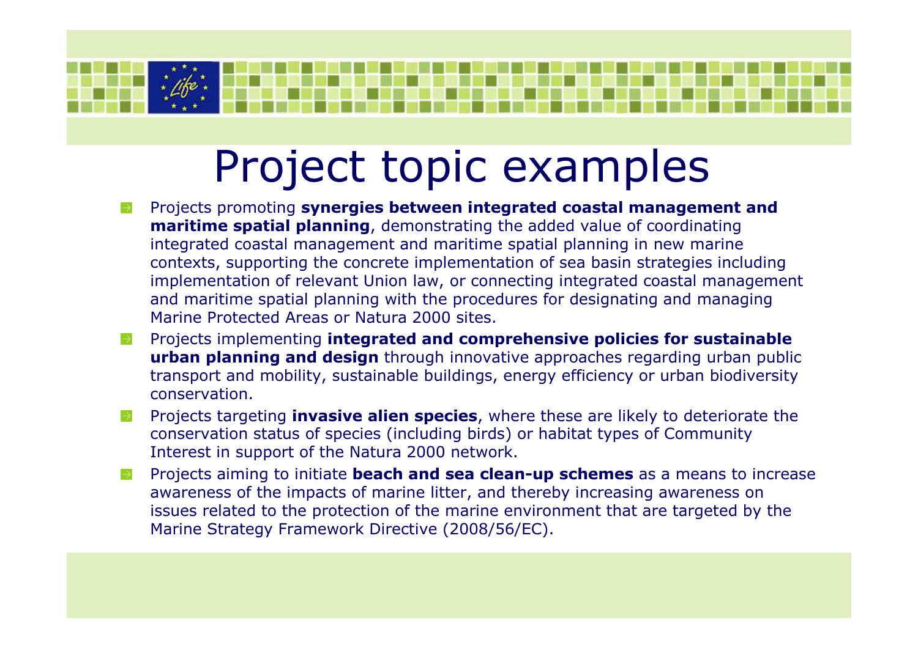# Project topic examples

- Projects promoting **synergies between integrated coastal management and maritime spatial planning**, demonstrating the added value of coordinating integrated coastal management and maritime spatial planning in new marine contexts, supporting the concrete implementation of sea basin strategies including implementation of relevant Union law, or connecting integrated coastal management and maritime spatial planning with the procedures for designating and managing Marine Protected Areas or Natura 2000 sites.
- Projects implementing **integrated and comprehensive policies for sustainable urban planning and design** through innovative approaches regarding urban public transport and mobility, sustainable buildings, energy efficiency or urban biodiversity conservation.
- Projects targeting **invasive alien species**, where these are likely to deteriorate the conservation status of species (including birds) or habitat types of Community Interest in support of the Natura 2000 network.
- Projects aiming to initiate **beach and sea clean-up schemes** as a means to increase awareness of the impacts of marine litter, and thereby increasing awareness on issues related to the protection of the marine environment that are targeted by the Marine Strategy Framework Directive (2008/56/EC).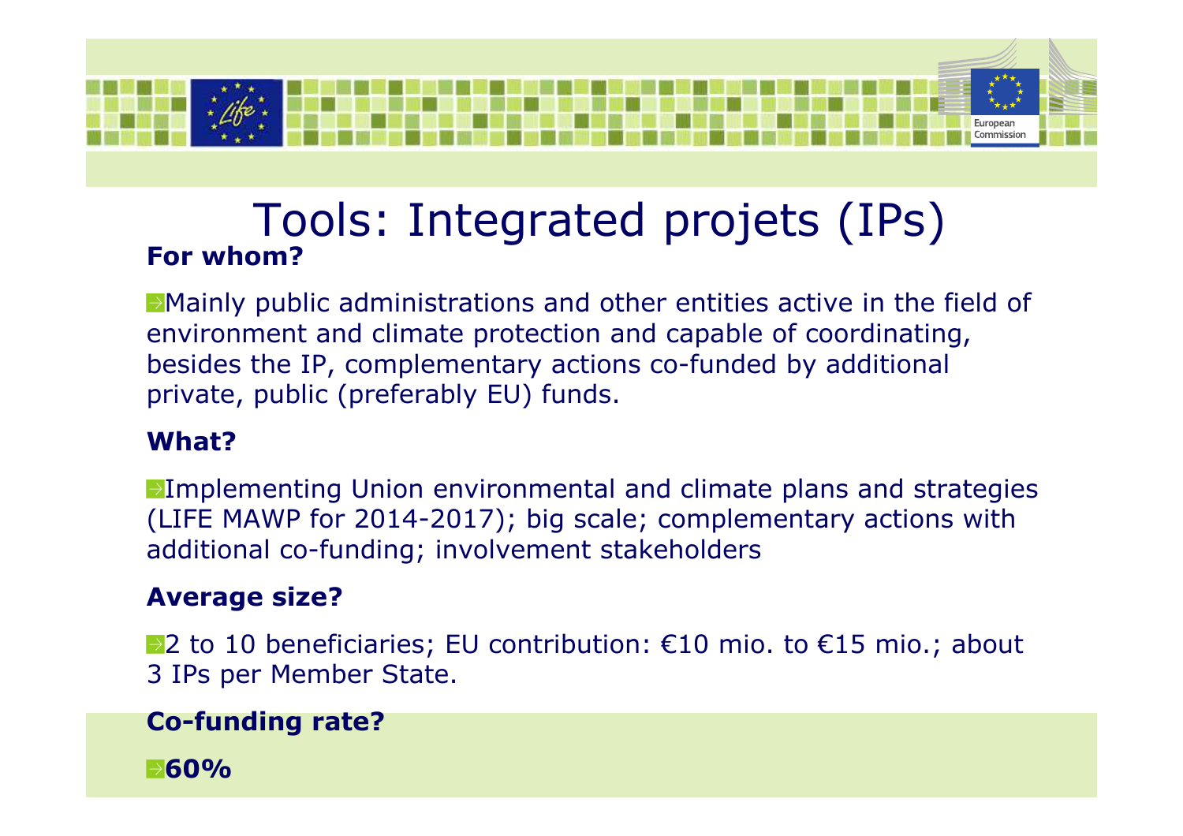# Tools: Integrated projets (IPs)

**For whom?**

- Mainly public administrations and other entities active in the field of environment and climate protection and capable of coordinating, besides the IP, complementary actions co-funded by additional private, public (preferably EU) funds.

**What?**

- Implementing Union environmental and climate plans and strategies (LIFE MAWP for 2014-2017); big scale; complementary actions with additional co-funding; involvement stakeholders

**Average size?**

- 2 to 10 beneficiaries; EU contribution: €10 mio. to €15 mio.; about 3 IPs per Member State.

**Co-funding rate?**

- **60%**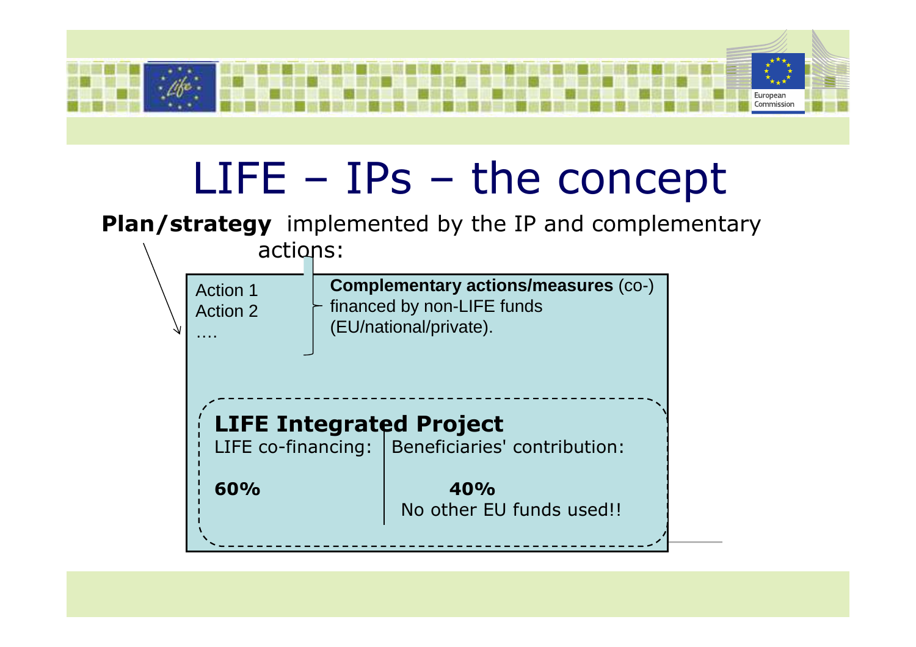# LIFE – IPs – the concept

**Plan/strategy** implemented by the IP and complementary actions:

Action 1
Action 2
….

**Complementary actions/measures** (co-) financed by non-LIFE funds (EU/national/private).

**LIFE Integrated Project**

| LIFE co-financing: | Beneficiaries' contribution: |
|---|---|
| **60%** | **40%** No other EU funds used!! |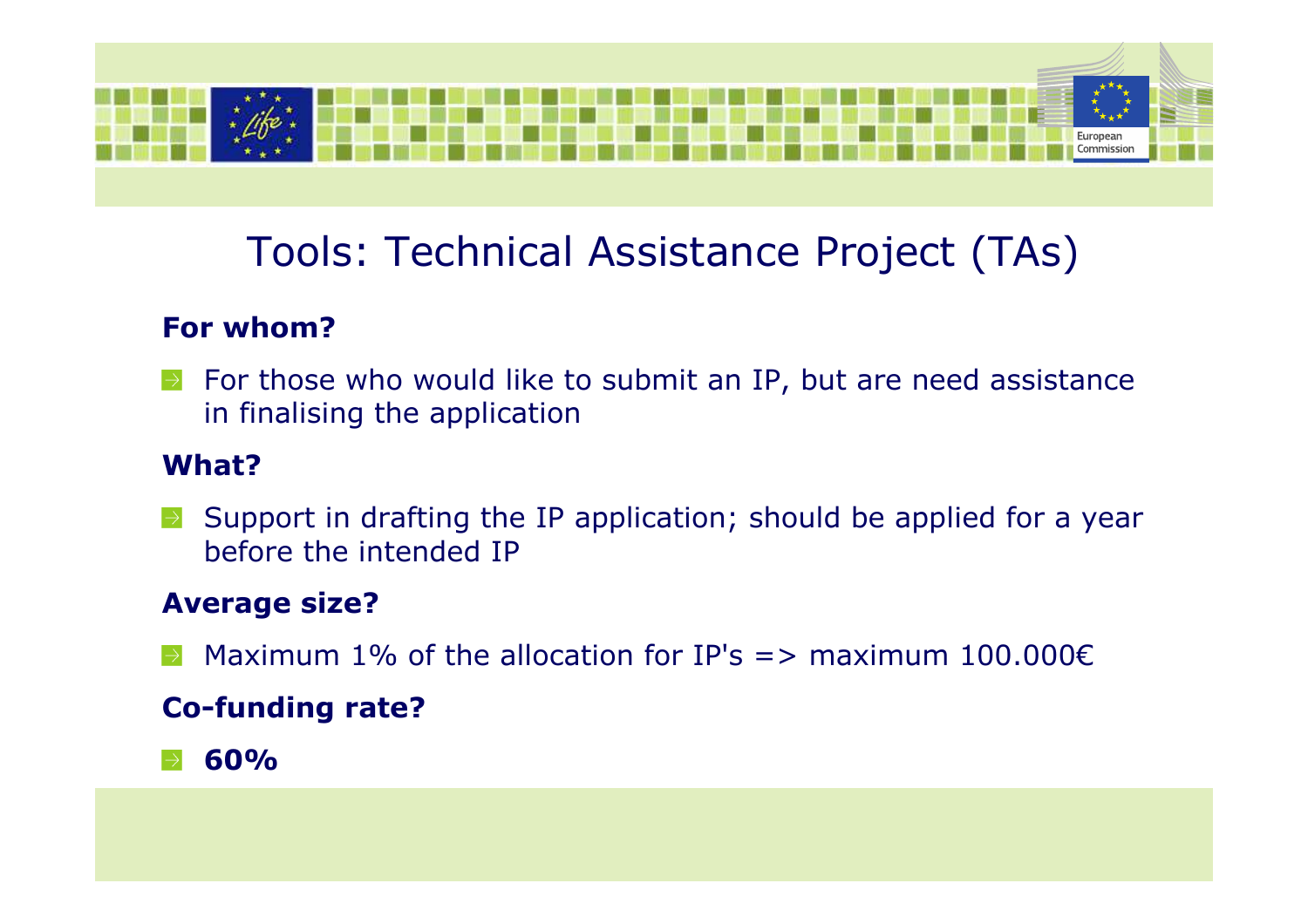# Tools: Technical Assistance Project (TAs)

**For whom?**

- For those who would like to submit an IP, but are need assistance in finalising the application

**What?**

- Support in drafting the IP application; should be applied for a year before the intended IP

**Average size?**

- Maximum 1% of the allocation for IP's => maximum 100.000€

**Co-funding rate?**

- **60%**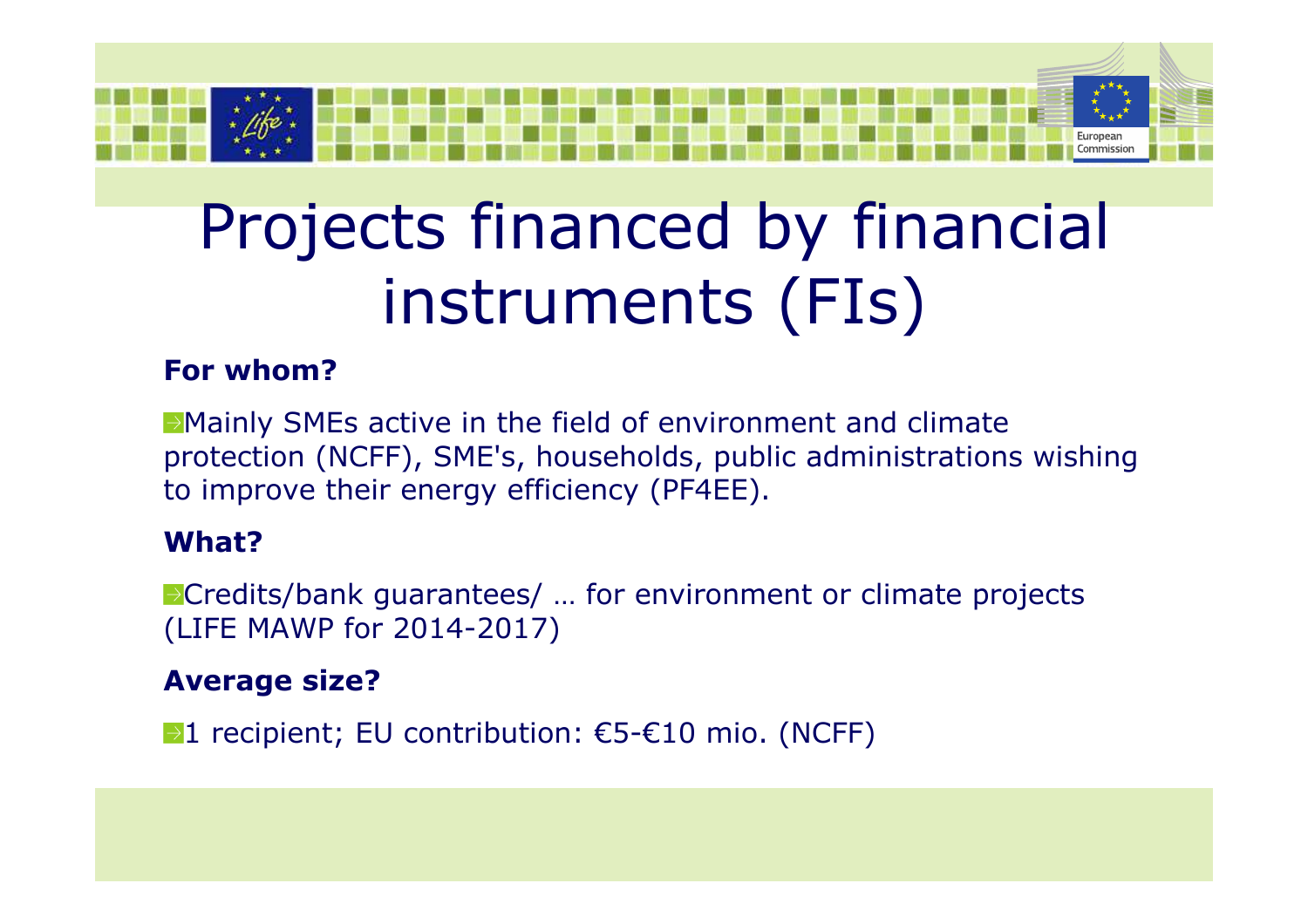# Projects financed by financial instruments (FIs)

**For whom?**

- Mainly SMEs active in the field of environment and climate protection (NCFF), SME's, households, public administrations wishing to improve their energy efficiency (PF4EE).

**What?**

- Credits/bank guarantees/ … for environment or climate projects (LIFE MAWP for 2014-2017)

**Average size?**

- 1 recipient; EU contribution: €5-€10 mio. (NCFF)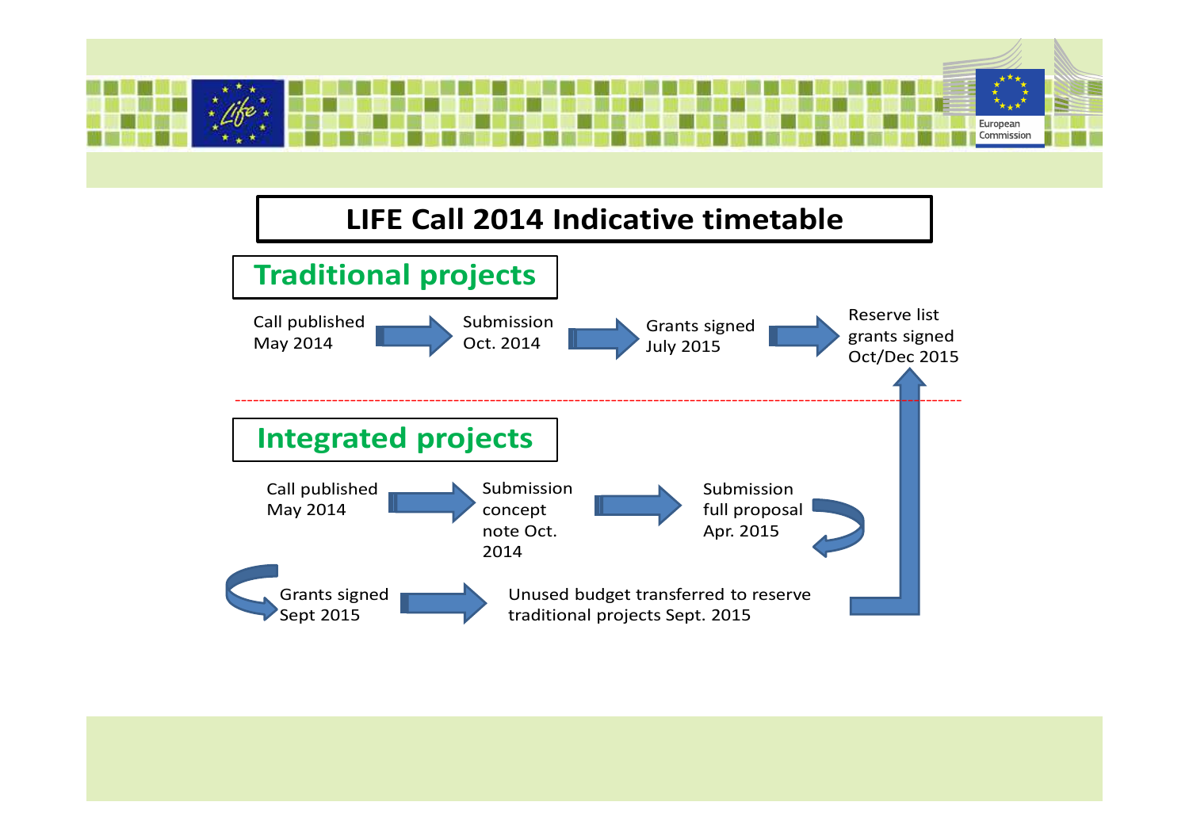# LIFE Call 2014 Indicative timetable

## Traditional projects

Call published May 2014 → Submission Oct. 2014 → Grants signed July 2015 → Reserve list grants signed Oct/Dec 2015

## Integrated projects

Call published May 2014 → Submission concept note Oct. 2014 → Submission full proposal Apr. 2015

Grants signed Sept 2015 → Unused budget transferred to reserve traditional projects Sept. 2015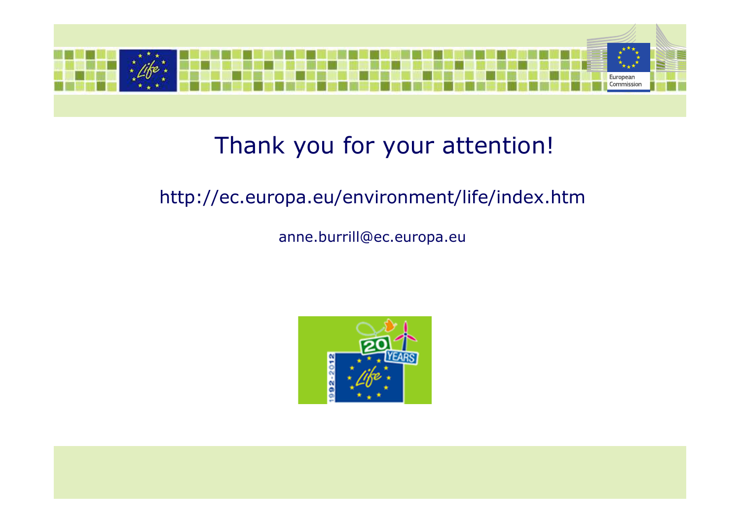# Thank you for your attention!

http://ec.europa.eu/environment/life/index.htm

anne.burrill@ec.europa.eu